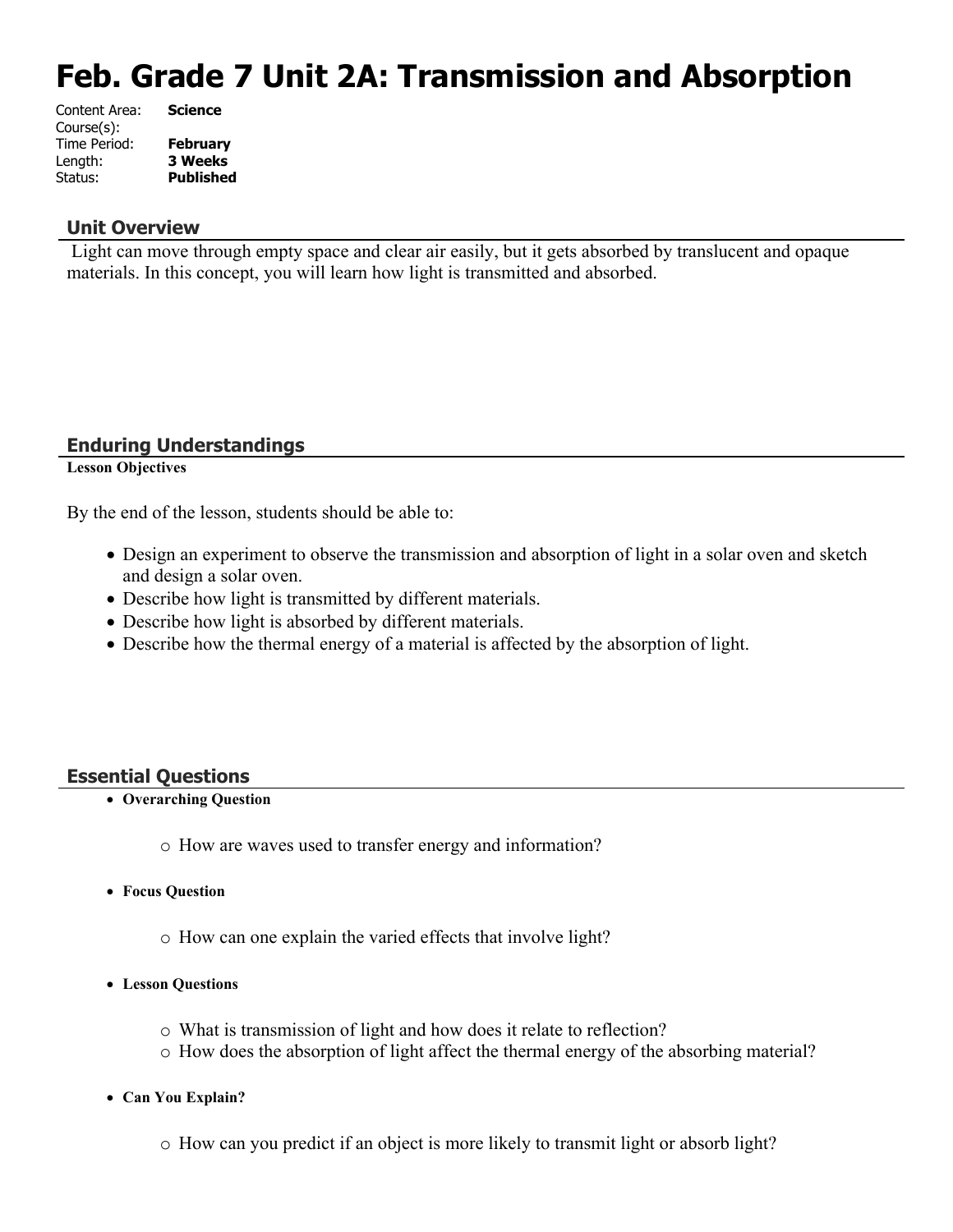# Feb. Grade 7 Unit 2A: Transmission and Absorption

Content Area: **Science**
Course(s):
Time Period: **February**
Length: **3 Weeks**
Status: **Published**

## Unit Overview

Light can move through empty space and clear air easily, but it gets absorbed by translucent and opaque materials. In this concept, you will learn how light is transmitted and absorbed.

## Enduring Understandings

**Lesson Objectives**

By the end of the lesson, students should be able to:

- Design an experiment to observe the transmission and absorption of light in a solar oven and sketch and design a solar oven.
- Describe how light is transmitted by different materials.
- Describe how light is absorbed by different materials.
- Describe how the thermal energy of a material is affected by the absorption of light.

## Essential Questions

- **Overarching Question**
  - How are waves used to transfer energy and information?
- **Focus Question**
  - How can one explain the varied effects that involve light?
- **Lesson Questions**
  - What is transmission of light and how does it relate to reflection?
  - How does the absorption of light affect the thermal energy of the absorbing material?
- **Can You Explain?**
  - How can you predict if an object is more likely to transmit light or absorb light?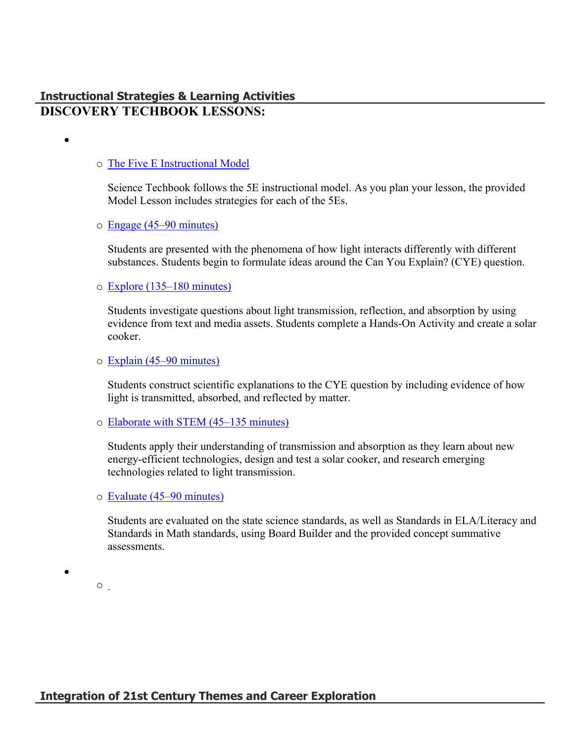## Instructional Strategies & Learning Activities

**DISCOVERY TECHBOOK LESSONS:**

- 
  - The Five E Instructional Model

    Science Techbook follows the 5E instructional model. As you plan your lesson, the provided Model Lesson includes strategies for each of the 5Es.

  - Engage (45–90 minutes)

    Students are presented with the phenomena of how light interacts differently with different substances. Students begin to formulate ideas around the Can You Explain? (CYE) question.

  - Explore (135–180 minutes)

    Students investigate questions about light transmission, reflection, and absorption by using evidence from text and media assets. Students complete a Hands-On Activity and create a solar cooker.

  - Explain (45–90 minutes)

    Students construct scientific explanations to the CYE question by including evidence of how light is transmitted, absorbed, and reflected by matter.

  - Elaborate with STEM (45–135 minutes)

    Students apply their understanding of transmission and absorption as they learn about new energy-efficient technologies, design and test a solar cooker, and research emerging technologies related to light transmission.

  - Evaluate (45–90 minutes)

    Students are evaluated on the state science standards, as well as Standards in ELA/Literacy and Standards in Math standards, using Board Builder and the provided concept summative assessments.

- 
  - 

## Integration of 21st Century Themes and Career Exploration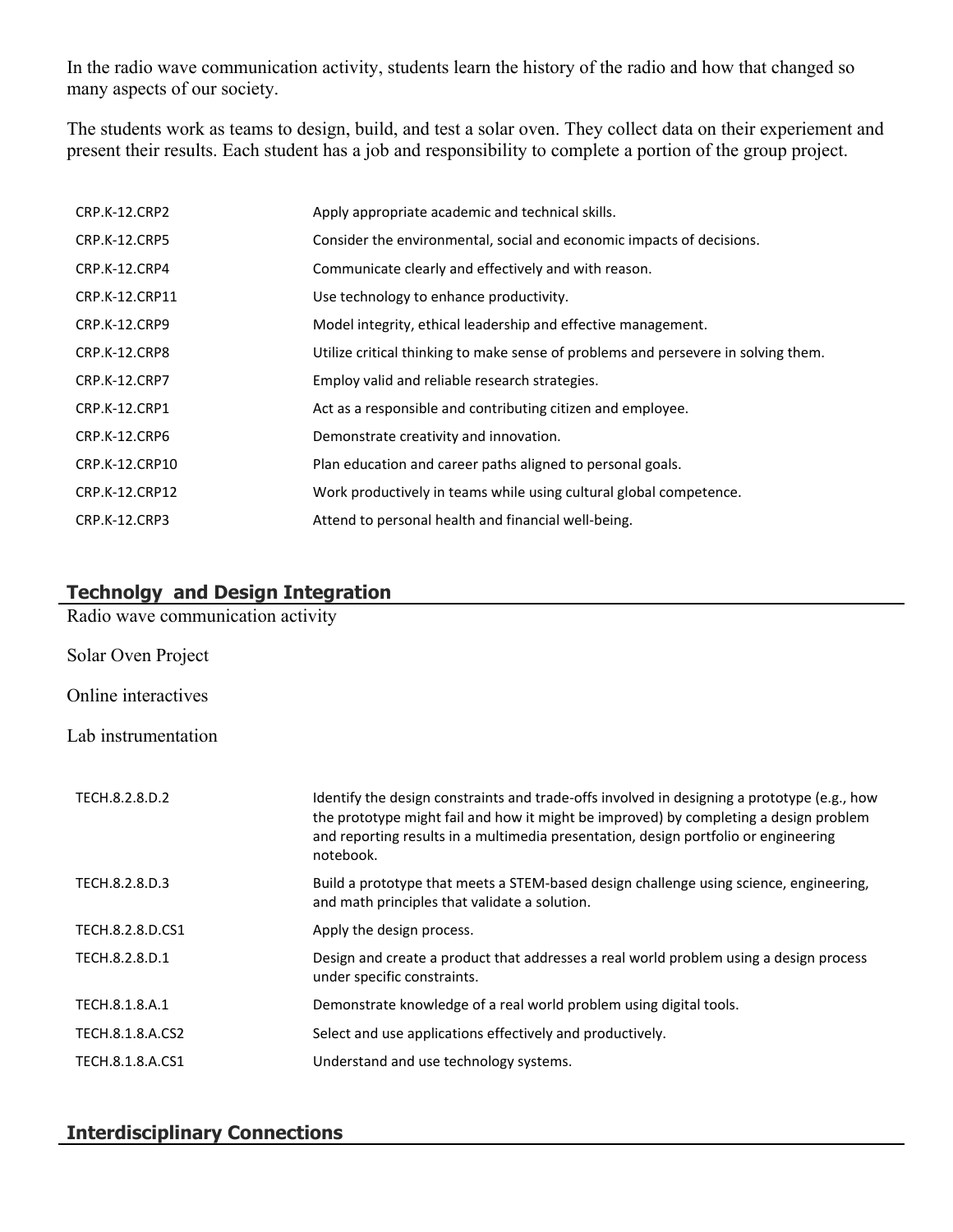In the radio wave communication activity, students learn the history of the radio and how that changed so many aspects of our society.

The students work as teams to design, build, and test a solar oven. They collect data on their experiement and present their results. Each student has a job and responsibility to complete a portion of the group project.

| | |
|---|---|
| CRP.K-12.CRP2 | Apply appropriate academic and technical skills. |
| CRP.K-12.CRP5 | Consider the environmental, social and economic impacts of decisions. |
| CRP.K-12.CRP4 | Communicate clearly and effectively and with reason. |
| CRP.K-12.CRP11 | Use technology to enhance productivity. |
| CRP.K-12.CRP9 | Model integrity, ethical leadership and effective management. |
| CRP.K-12.CRP8 | Utilize critical thinking to make sense of problems and persevere in solving them. |
| CRP.K-12.CRP7 | Employ valid and reliable research strategies. |
| CRP.K-12.CRP1 | Act as a responsible and contributing citizen and employee. |
| CRP.K-12.CRP6 | Demonstrate creativity and innovation. |
| CRP.K-12.CRP10 | Plan education and career paths aligned to personal goals. |
| CRP.K-12.CRP12 | Work productively in teams while using cultural global competence. |
| CRP.K-12.CRP3 | Attend to personal health and financial well-being. |

## Technolgy and Design Integration

Radio wave communication activity

Solar Oven Project

Online interactives

Lab instrumentation

| | |
|---|---|
| TECH.8.2.8.D.2 | Identify the design constraints and trade-offs involved in designing a prototype (e.g., how the prototype might fail and how it might be improved) by completing a design problem and reporting results in a multimedia presentation, design portfolio or engineering notebook. |
| TECH.8.2.8.D.3 | Build a prototype that meets a STEM-based design challenge using science, engineering, and math principles that validate a solution. |
| TECH.8.2.8.D.CS1 | Apply the design process. |
| TECH.8.2.8.D.1 | Design and create a product that addresses a real world problem using a design process under specific constraints. |
| TECH.8.1.8.A.1 | Demonstrate knowledge of a real world problem using digital tools. |
| TECH.8.1.8.A.CS2 | Select and use applications effectively and productively. |
| TECH.8.1.8.A.CS1 | Understand and use technology systems. |

## Interdisciplinary Connections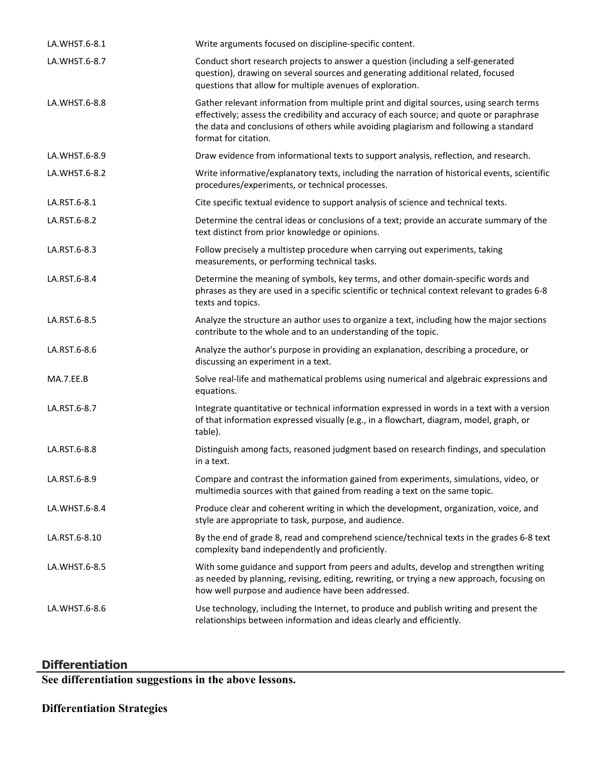| | |
|---|---|
| LA.WHST.6-8.1 | Write arguments focused on discipline-specific content. |
| LA.WHST.6-8.7 | Conduct short research projects to answer a question (including a self-generated question), drawing on several sources and generating additional related, focused questions that allow for multiple avenues of exploration. |
| LA.WHST.6-8.8 | Gather relevant information from multiple print and digital sources, using search terms effectively; assess the credibility and accuracy of each source; and quote or paraphrase the data and conclusions of others while avoiding plagiarism and following a standard format for citation. |
| LA.WHST.6-8.9 | Draw evidence from informational texts to support analysis, reflection, and research. |
| LA.WHST.6-8.2 | Write informative/explanatory texts, including the narration of historical events, scientific procedures/experiments, or technical processes. |
| LA.RST.6-8.1 | Cite specific textual evidence to support analysis of science and technical texts. |
| LA.RST.6-8.2 | Determine the central ideas or conclusions of a text; provide an accurate summary of the text distinct from prior knowledge or opinions. |
| LA.RST.6-8.3 | Follow precisely a multistep procedure when carrying out experiments, taking measurements, or performing technical tasks. |
| LA.RST.6-8.4 | Determine the meaning of symbols, key terms, and other domain-specific words and phrases as they are used in a specific scientific or technical context relevant to grades 6-8 texts and topics. |
| LA.RST.6-8.5 | Analyze the structure an author uses to organize a text, including how the major sections contribute to the whole and to an understanding of the topic. |
| LA.RST.6-8.6 | Analyze the author's purpose in providing an explanation, describing a procedure, or discussing an experiment in a text. |
| MA.7.EE.B | Solve real-life and mathematical problems using numerical and algebraic expressions and equations. |
| LA.RST.6-8.7 | Integrate quantitative or technical information expressed in words in a text with a version of that information expressed visually (e.g., in a flowchart, diagram, model, graph, or table). |
| LA.RST.6-8.8 | Distinguish among facts, reasoned judgment based on research findings, and speculation in a text. |
| LA.RST.6-8.9 | Compare and contrast the information gained from experiments, simulations, video, or multimedia sources with that gained from reading a text on the same topic. |
| LA.WHST.6-8.4 | Produce clear and coherent writing in which the development, organization, voice, and style are appropriate to task, purpose, and audience. |
| LA.RST.6-8.10 | By the end of grade 8, read and comprehend science/technical texts in the grades 6-8 text complexity band independently and proficiently. |
| LA.WHST.6-8.5 | With some guidance and support from peers and adults, develop and strengthen writing as needed by planning, revising, editing, rewriting, or trying a new approach, focusing on how well purpose and audience have been addressed. |
| LA.WHST.6-8.6 | Use technology, including the Internet, to produce and publish writing and present the relationships between information and ideas clearly and efficiently. |

## Differentiation

**See differentiation suggestions in the above lessons.**

**Differentiation Strategies**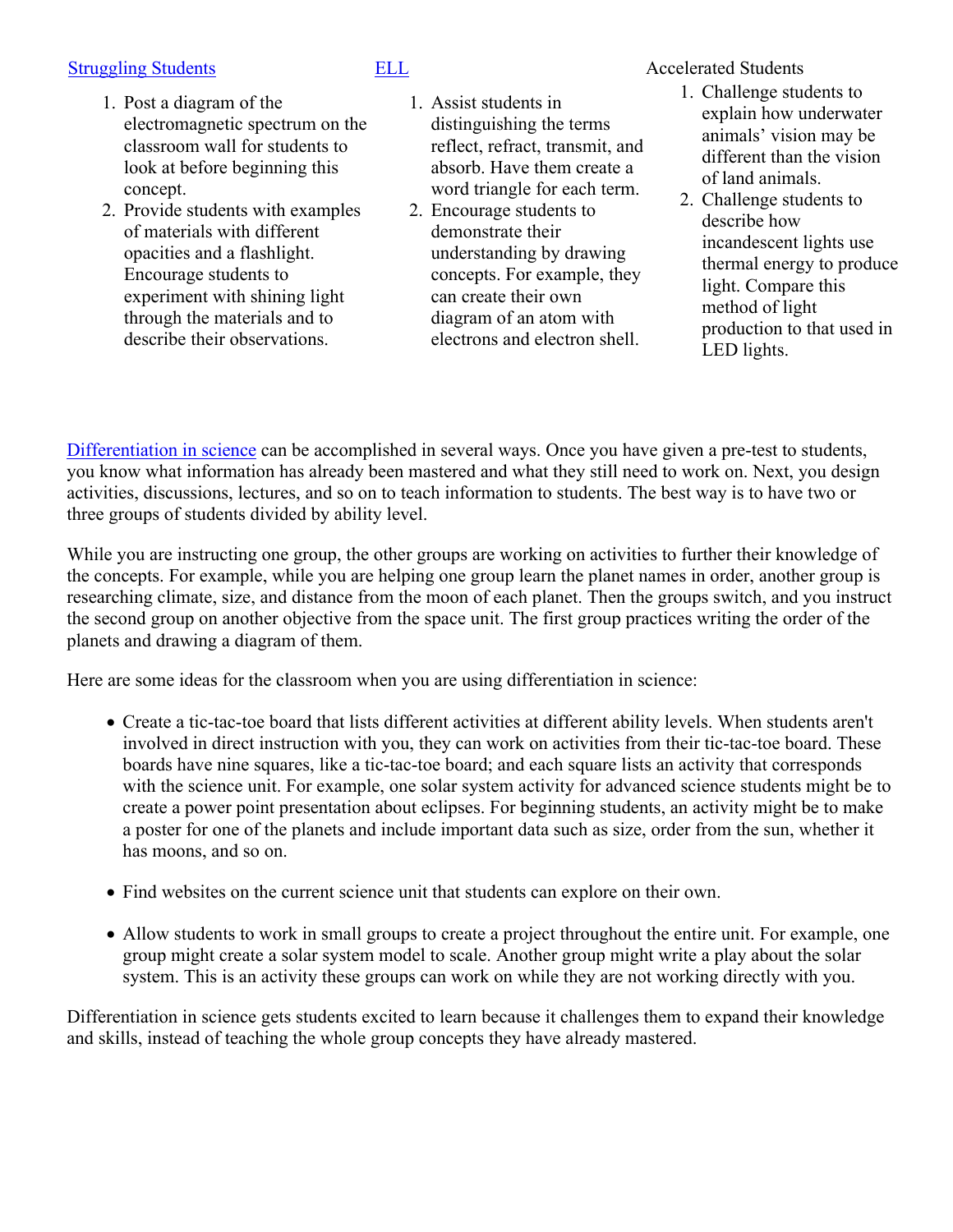Struggling Students

1. Post a diagram of the electromagnetic spectrum on the classroom wall for students to look at before beginning this concept.
2. Provide students with examples of materials with different opacities and a flashlight. Encourage students to experiment with shining light through the materials and to describe their observations.

ELL

1. Assist students in distinguishing the terms reflect, refract, transmit, and absorb. Have them create a word triangle for each term.
2. Encourage students to demonstrate their understanding by drawing concepts. For example, they can create their own diagram of an atom with electrons and electron shell.

Accelerated Students

1. Challenge students to explain how underwater animals' vision may be different than the vision of land animals.
2. Challenge students to describe how incandescent lights use thermal energy to produce light. Compare this method of light production to that used in LED lights.

Differentiation in science can be accomplished in several ways. Once you have given a pre-test to students, you know what information has already been mastered and what they still need to work on. Next, you design activities, discussions, lectures, and so on to teach information to students. The best way is to have two or three groups of students divided by ability level.

While you are instructing one group, the other groups are working on activities to further their knowledge of the concepts. For example, while you are helping one group learn the planet names in order, another group is researching climate, size, and distance from the moon of each planet. Then the groups switch, and you instruct the second group on another objective from the space unit. The first group practices writing the order of the planets and drawing a diagram of them.

Here are some ideas for the classroom when you are using differentiation in science:

- Create a tic-tac-toe board that lists different activities at different ability levels. When students aren't involved in direct instruction with you, they can work on activities from their tic-tac-toe board. These boards have nine squares, like a tic-tac-toe board; and each square lists an activity that corresponds with the science unit. For example, one solar system activity for advanced science students might be to create a power point presentation about eclipses. For beginning students, an activity might be to make a poster for one of the planets and include important data such as size, order from the sun, whether it has moons, and so on.

- Find websites on the current science unit that students can explore on their own.

- Allow students to work in small groups to create a project throughout the entire unit. For example, one group might create a solar system model to scale. Another group might write a play about the solar system. This is an activity these groups can work on while they are not working directly with you.

Differentiation in science gets students excited to learn because it challenges them to expand their knowledge and skills, instead of teaching the whole group concepts they have already mastered.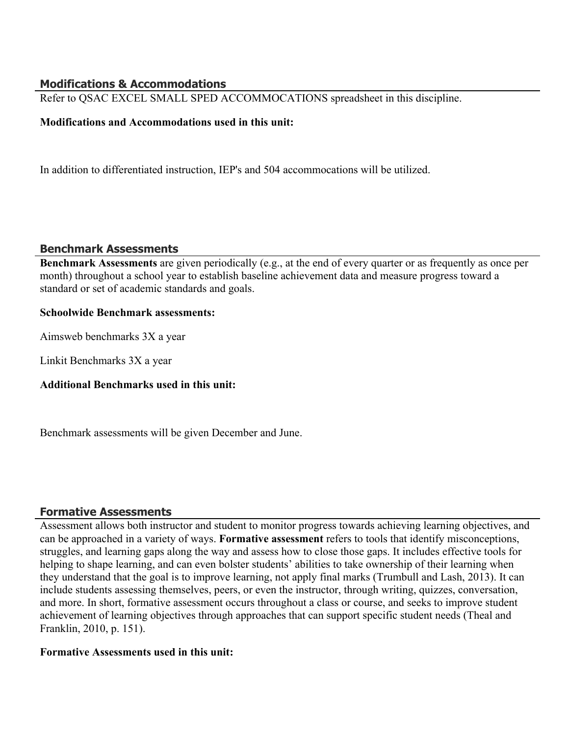## Modifications & Accommodations

Refer to QSAC EXCEL SMALL SPED ACCOMMOCATIONS spreadsheet in this discipline.

**Modifications and Accommodations used in this unit:**

In addition to differentiated instruction, IEP's and 504 accommocations will be utilized.

## Benchmark Assessments

**Benchmark Assessments** are given periodically (e.g., at the end of every quarter or as frequently as once per month) throughout a school year to establish baseline achievement data and measure progress toward a standard or set of academic standards and goals.

**Schoolwide Benchmark assessments:**

Aimsweb benchmarks 3X a year

Linkit Benchmarks 3X a year

**Additional Benchmarks used in this unit:**

Benchmark assessments will be given December and June.

## Formative Assessments

Assessment allows both instructor and student to monitor progress towards achieving learning objectives, and can be approached in a variety of ways. **Formative assessment** refers to tools that identify misconceptions, struggles, and learning gaps along the way and assess how to close those gaps. It includes effective tools for helping to shape learning, and can even bolster students' abilities to take ownership of their learning when they understand that the goal is to improve learning, not apply final marks (Trumbull and Lash, 2013). It can include students assessing themselves, peers, or even the instructor, through writing, quizzes, conversation, and more. In short, formative assessment occurs throughout a class or course, and seeks to improve student achievement of learning objectives through approaches that can support specific student needs (Theal and Franklin, 2010, p. 151).

**Formative Assessments used in this unit:**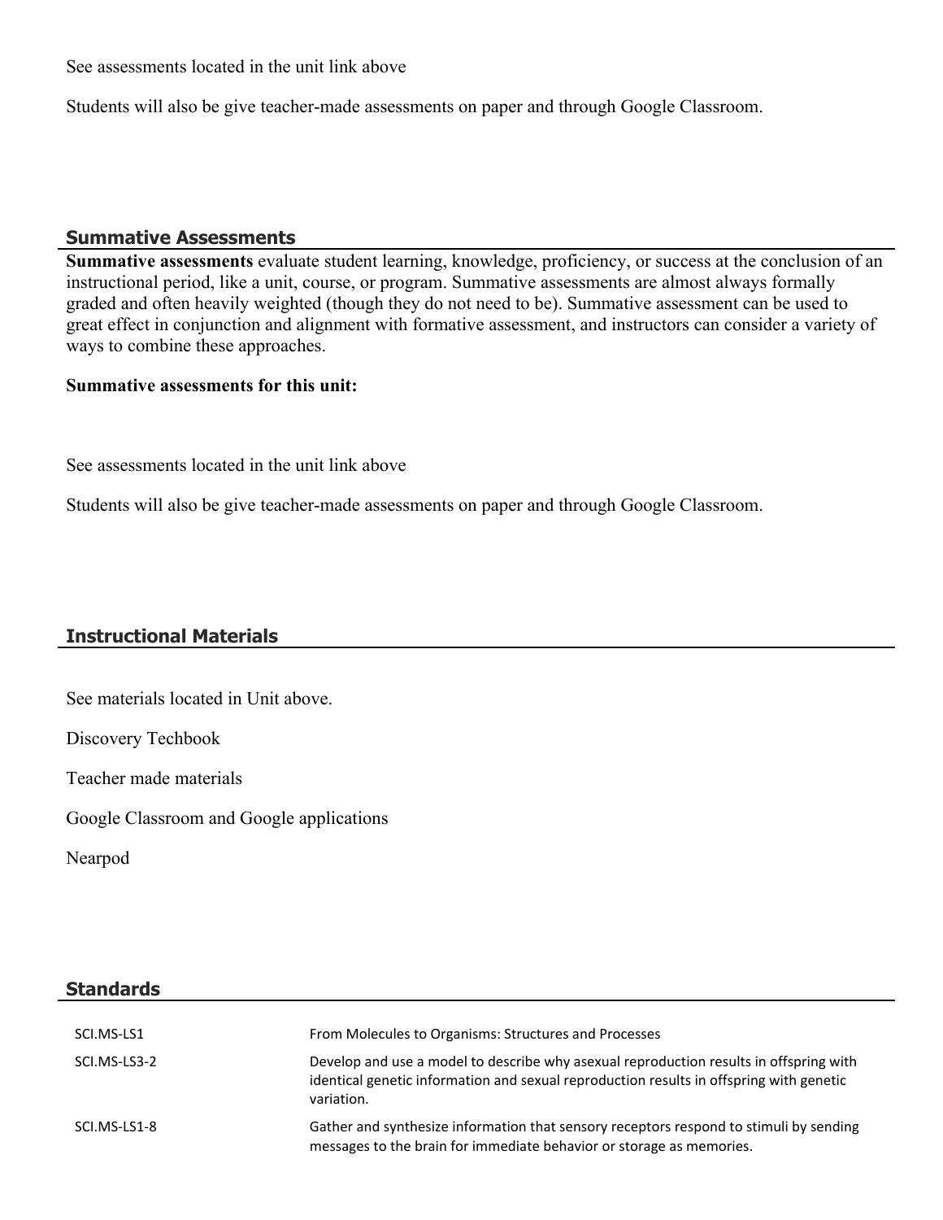See assessments located in the unit link above

Students will also be give teacher-made assessments on paper and through Google Classroom.

## Summative Assessments

**Summative assessments** evaluate student learning, knowledge, proficiency, or success at the conclusion of an instructional period, like a unit, course, or program. Summative assessments are almost always formally graded and often heavily weighted (though they do not need to be). Summative assessment can be used to great effect in conjunction and alignment with formative assessment, and instructors can consider a variety of ways to combine these approaches.

**Summative assessments for this unit:**

See assessments located in the unit link above

Students will also be give teacher-made assessments on paper and through Google Classroom.

## Instructional Materials

See materials located in Unit above.

Discovery Techbook

Teacher made materials

Google Classroom and Google applications

Nearpod

## Standards

| | |
|---|---|
| SCI.MS-LS1 | From Molecules to Organisms: Structures and Processes |
| SCI.MS-LS3-2 | Develop and use a model to describe why asexual reproduction results in offspring with identical genetic information and sexual reproduction results in offspring with genetic variation. |
| SCI.MS-LS1-8 | Gather and synthesize information that sensory receptors respond to stimuli by sending messages to the brain for immediate behavior or storage as memories. |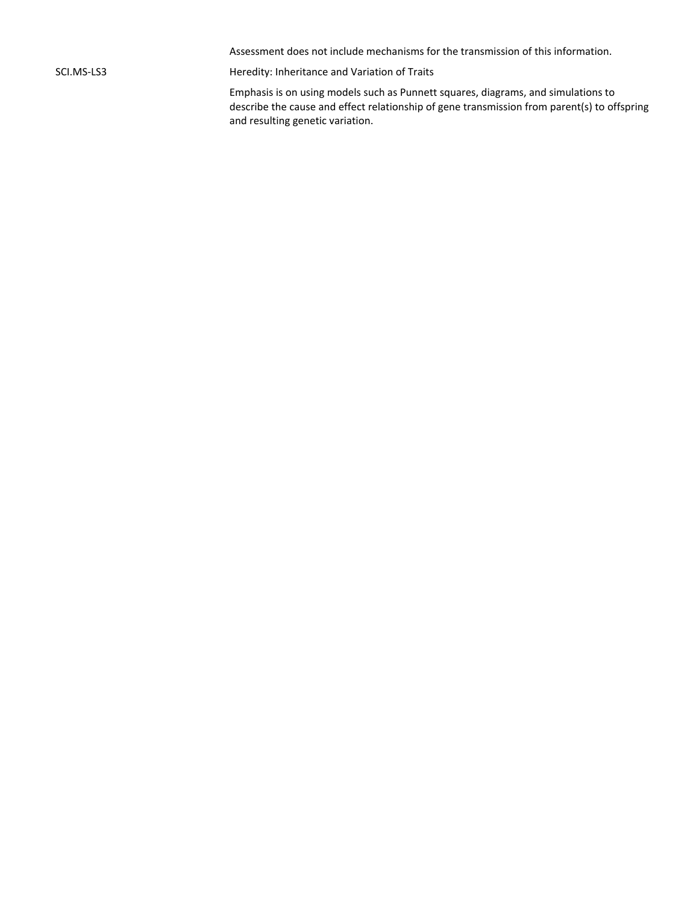| | |
|---|---|
| | Assessment does not include mechanisms for the transmission of this information. |
| SCI.MS-LS3 | Heredity: Inheritance and Variation of Traits |
| | Emphasis is on using models such as Punnett squares, diagrams, and simulations to describe the cause and effect relationship of gene transmission from parent(s) to offspring and resulting genetic variation. |